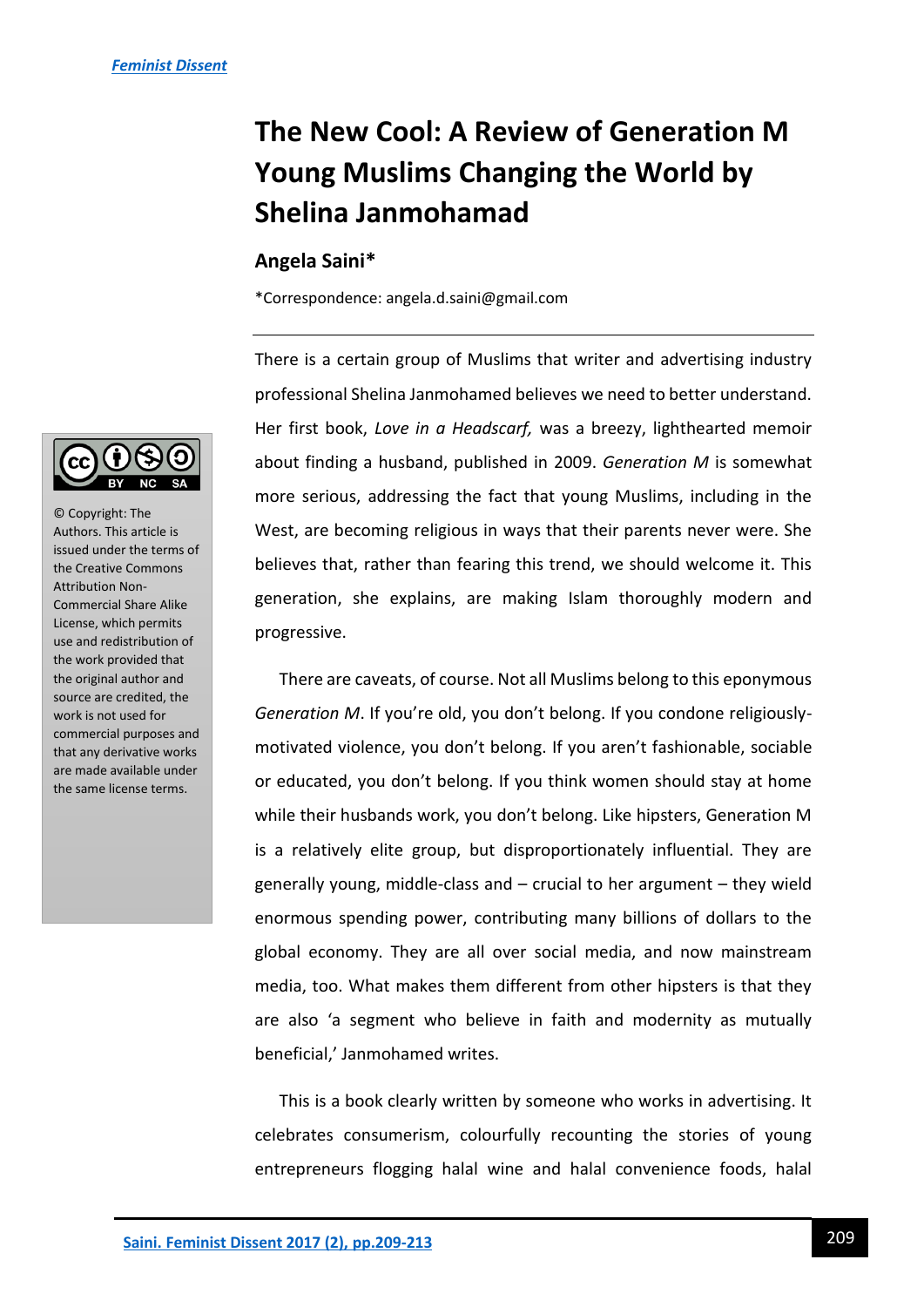# The New Cool: A Review of Generation M Young Muslims Changing the World by Shelina Janmohamad

## Angela Saini*

*Correspondence: angela.d.saini@gmail.com

© Copyright: The Authors. This article is issued under the terms of the Creative Commons Attribution Non-Commercial Share Alike License, which permits use and redistribution of the work provided that the original author and source are credited, the work is not used for commercial purposes and that any derivative works are made available under the same license terms.

There is a certain group of Muslims that writer and advertising industry professional Shelina Janmohamed believes we need to better understand. Her first book, *Love in a Headscarf,* was a breezy, lighthearted memoir about finding a husband, published in 2009. *Generation M* is somewhat more serious, addressing the fact that young Muslims, including in the West, are becoming religious in ways that their parents never were. She believes that, rather than fearing this trend, we should welcome it. This generation, she explains, are making Islam thoroughly modern and progressive.

There are caveats, of course. Not all Muslims belong to this eponymous *Generation M*. If you're old, you don't belong. If you condone religiously-motivated violence, you don't belong. If you aren't fashionable, sociable or educated, you don't belong. If you think women should stay at home while their husbands work, you don't belong. Like hipsters, Generation M is a relatively elite group, but disproportionately influential. They are generally young, middle-class and – crucial to her argument – they wield enormous spending power, contributing many billions of dollars to the global economy. They are all over social media, and now mainstream media, too. What makes them different from other hipsters is that they are also 'a segment who believe in faith and modernity as mutually beneficial,' Janmohamed writes.

This is a book clearly written by someone who works in advertising. It celebrates consumerism, colourfully recounting the stories of young entrepreneurs flogging halal wine and halal convenience foods, halal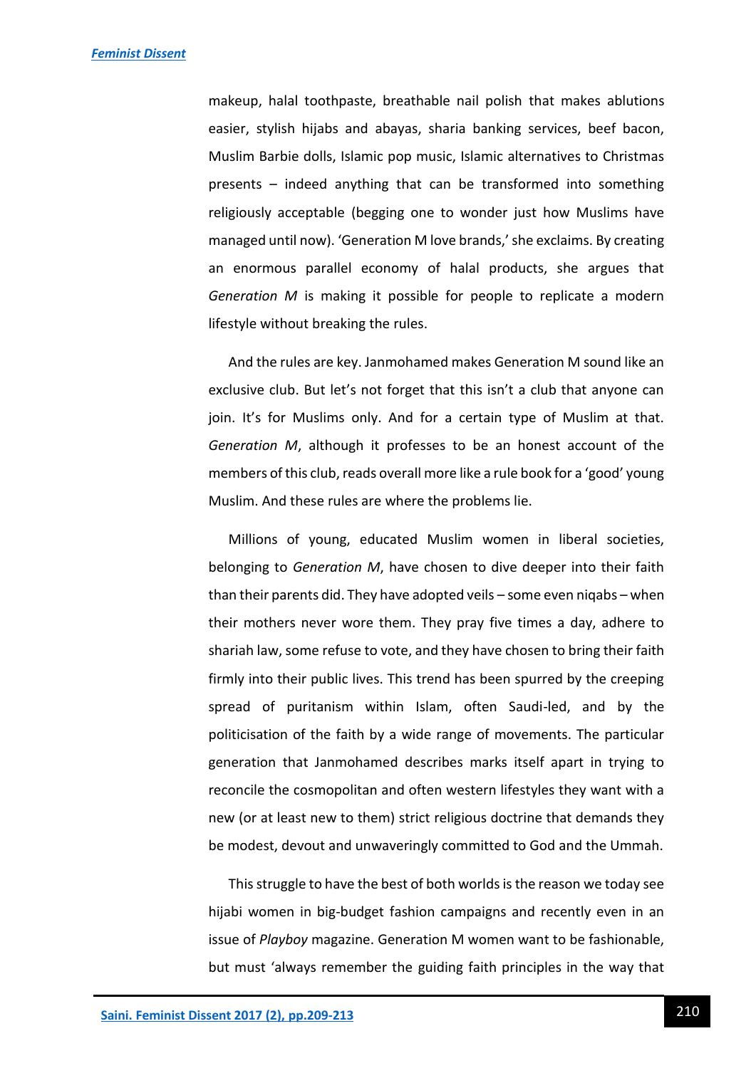makeup, halal toothpaste, breathable nail polish that makes ablutions easier, stylish hijabs and abayas, sharia banking services, beef bacon, Muslim Barbie dolls, Islamic pop music, Islamic alternatives to Christmas presents – indeed anything that can be transformed into something religiously acceptable (begging one to wonder just how Muslims have managed until now). 'Generation M love brands,' she exclaims. By creating an enormous parallel economy of halal products, she argues that *Generation M* is making it possible for people to replicate a modern lifestyle without breaking the rules.

And the rules are key. Janmohamed makes Generation M sound like an exclusive club. But let's not forget that this isn't a club that anyone can join. It's for Muslims only. And for a certain type of Muslim at that. *Generation M*, although it professes to be an honest account of the members of this club, reads overall more like a rule book for a 'good' young Muslim. And these rules are where the problems lie.

Millions of young, educated Muslim women in liberal societies, belonging to *Generation M*, have chosen to dive deeper into their faith than their parents did. They have adopted veils – some even niqabs – when their mothers never wore them. They pray five times a day, adhere to shariah law, some refuse to vote, and they have chosen to bring their faith firmly into their public lives. This trend has been spurred by the creeping spread of puritanism within Islam, often Saudi-led, and by the politicisation of the faith by a wide range of movements. The particular generation that Janmohamed describes marks itself apart in trying to reconcile the cosmopolitan and often western lifestyles they want with a new (or at least new to them) strict religious doctrine that demands they be modest, devout and unwaveringly committed to God and the Ummah.

This struggle to have the best of both worlds is the reason we today see hijabi women in big-budget fashion campaigns and recently even in an issue of *Playboy* magazine. Generation M women want to be fashionable, but must 'always remember the guiding faith principles in the way that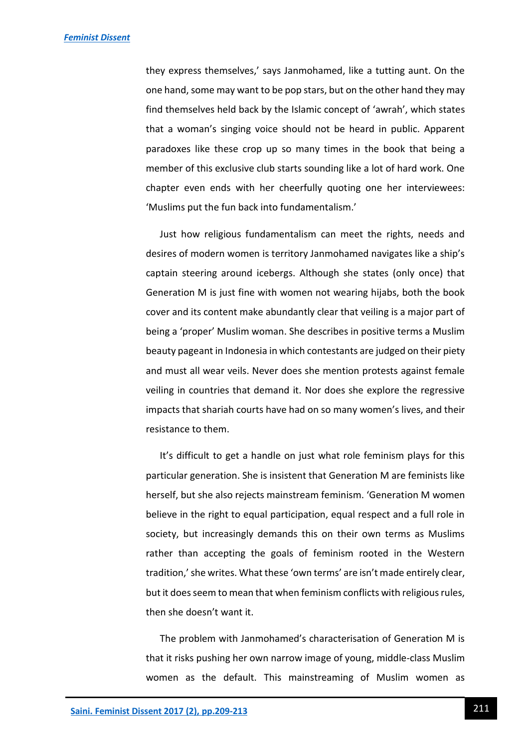they express themselves,' says Janmohamed, like a tutting aunt. On the one hand, some may want to be pop stars, but on the other hand they may find themselves held back by the Islamic concept of 'awrah', which states that a woman's singing voice should not be heard in public. Apparent paradoxes like these crop up so many times in the book that being a member of this exclusive club starts sounding like a lot of hard work. One chapter even ends with her cheerfully quoting one her interviewees: 'Muslims put the fun back into fundamentalism.'

Just how religious fundamentalism can meet the rights, needs and desires of modern women is territory Janmohamed navigates like a ship's captain steering around icebergs. Although she states (only once) that Generation M is just fine with women not wearing hijabs, both the book cover and its content make abundantly clear that veiling is a major part of being a 'proper' Muslim woman. She describes in positive terms a Muslim beauty pageant in Indonesia in which contestants are judged on their piety and must all wear veils. Never does she mention protests against female veiling in countries that demand it. Nor does she explore the regressive impacts that shariah courts have had on so many women's lives, and their resistance to them.

It's difficult to get a handle on just what role feminism plays for this particular generation. She is insistent that Generation M are feminists like herself, but she also rejects mainstream feminism. 'Generation M women believe in the right to equal participation, equal respect and a full role in society, but increasingly demands this on their own terms as Muslims rather than accepting the goals of feminism rooted in the Western tradition,' she writes. What these 'own terms' are isn't made entirely clear, but it does seem to mean that when feminism conflicts with religious rules, then she doesn't want it.

The problem with Janmohamed's characterisation of Generation M is that it risks pushing her own narrow image of young, middle-class Muslim women as the default. This mainstreaming of Muslim women as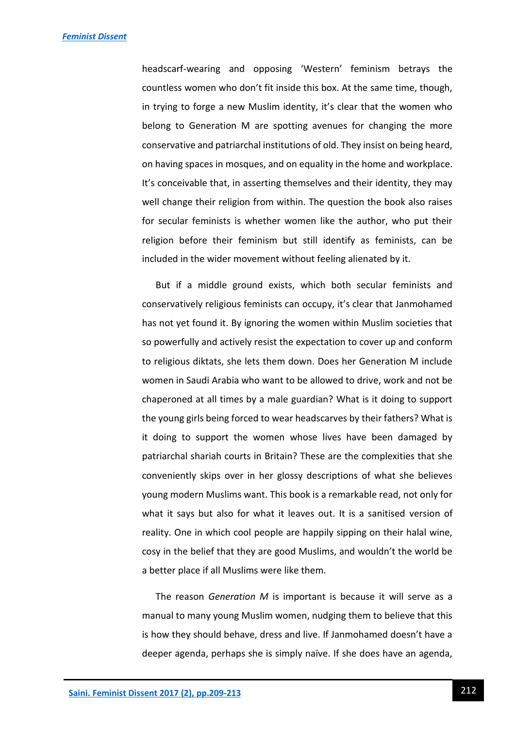headscarf-wearing and opposing 'Western' feminism betrays the countless women who don't fit inside this box. At the same time, though, in trying to forge a new Muslim identity, it's clear that the women who belong to Generation M are spotting avenues for changing the more conservative and patriarchal institutions of old. They insist on being heard, on having spaces in mosques, and on equality in the home and workplace. It's conceivable that, in asserting themselves and their identity, they may well change their religion from within. The question the book also raises for secular feminists is whether women like the author, who put their religion before their feminism but still identify as feminists, can be included in the wider movement without feeling alienated by it.

But if a middle ground exists, which both secular feminists and conservatively religious feminists can occupy, it's clear that Janmohamed has not yet found it. By ignoring the women within Muslim societies that so powerfully and actively resist the expectation to cover up and conform to religious diktats, she lets them down. Does her Generation M include women in Saudi Arabia who want to be allowed to drive, work and not be chaperoned at all times by a male guardian? What is it doing to support the young girls being forced to wear headscarves by their fathers? What is it doing to support the women whose lives have been damaged by patriarchal shariah courts in Britain? These are the complexities that she conveniently skips over in her glossy descriptions of what she believes young modern Muslims want. This book is a remarkable read, not only for what it says but also for what it leaves out. It is a sanitised version of reality. One in which cool people are happily sipping on their halal wine, cosy in the belief that they are good Muslims, and wouldn't the world be a better place if all Muslims were like them.

The reason *Generation M* is important is because it will serve as a manual to many young Muslim women, nudging them to believe that this is how they should behave, dress and live. If Janmohamed doesn't have a deeper agenda, perhaps she is simply naïve. If she does have an agenda,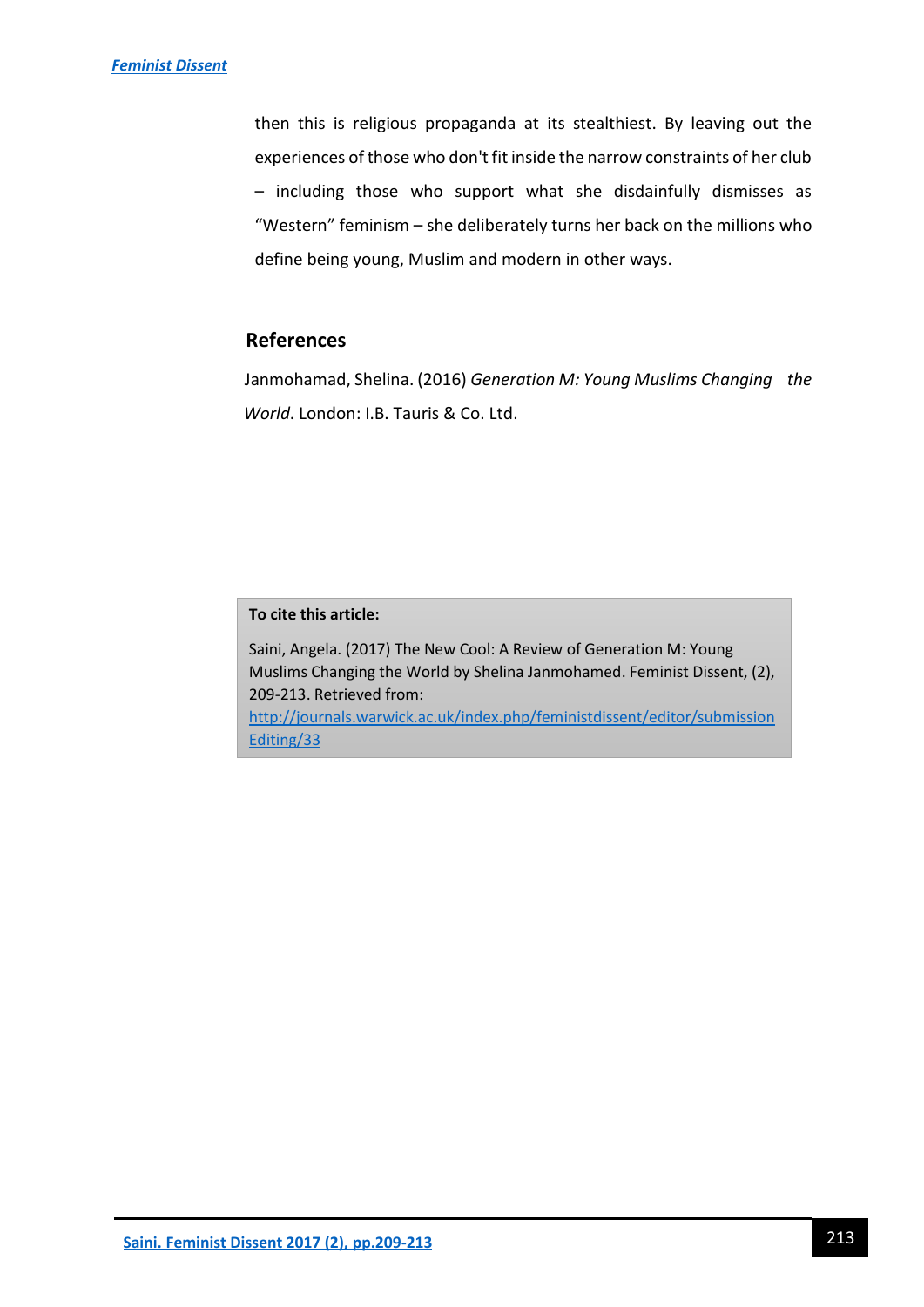then this is religious propaganda at its stealthiest. By leaving out the experiences of those who don't fit inside the narrow constraints of her club – including those who support what she disdainfully dismisses as "Western" feminism – she deliberately turns her back on the millions who define being young, Muslim and modern in other ways.

## References

Janmohamad, Shelina. (2016) *Generation M: Young Muslims Changing the World*. London: I.B. Tauris & Co. Ltd.

**To cite this article:**

Saini, Angela. (2017) The New Cool: A Review of Generation M: Young Muslims Changing the World by Shelina Janmohamed. Feminist Dissent, (2), 209-213. Retrieved from: http://journals.warwick.ac.uk/index.php/feministdissent/editor/submissionEditing/33